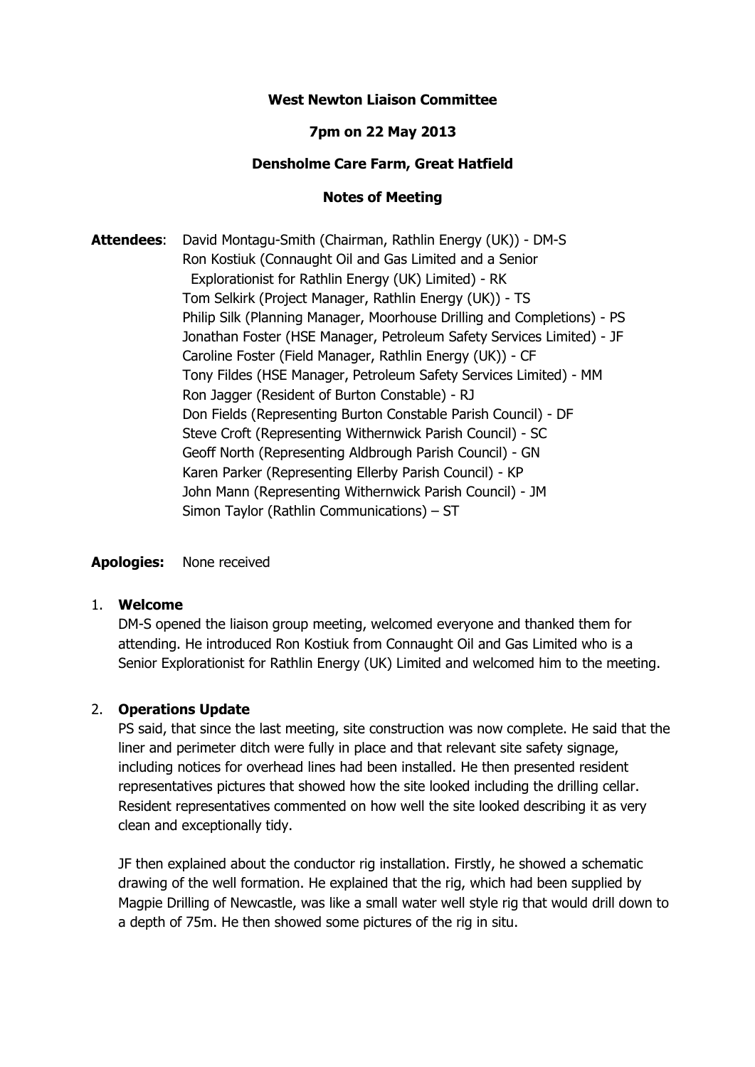**West Newton Liaison Committee**

**7pm on 22 May 2013**

**Densholme Care Farm, Great Hatfield**

**Notes of Meeting**

**Attendees**: David Montagu-Smith (Chairman, Rathlin Energy (UK)) - DM-S
Ron Kostiuk (Connaught Oil and Gas Limited and a Senior Explorationist for Rathlin Energy (UK) Limited) - RK
Tom Selkirk (Project Manager, Rathlin Energy (UK)) - TS
Philip Silk (Planning Manager, Moorhouse Drilling and Completions) - PS
Jonathan Foster (HSE Manager, Petroleum Safety Services Limited) - JF
Caroline Foster (Field Manager, Rathlin Energy (UK)) - CF
Tony Fildes (HSE Manager, Petroleum Safety Services Limited) - MM
Ron Jagger (Resident of Burton Constable) - RJ
Don Fields (Representing Burton Constable Parish Council) - DF
Steve Croft (Representing Withernwick Parish Council) - SC
Geoff North (Representing Aldbrough Parish Council) - GN
Karen Parker (Representing Ellerby Parish Council) - KP
John Mann (Representing Withernwick Parish Council) - JM
Simon Taylor (Rathlin Communications) – ST

**Apologies:** None received

1. **Welcome**

   DM-S opened the liaison group meeting, welcomed everyone and thanked them for attending. He introduced Ron Kostiuk from Connaught Oil and Gas Limited who is a Senior Explorationist for Rathlin Energy (UK) Limited and welcomed him to the meeting.

2. **Operations Update**

   PS said, that since the last meeting, site construction was now complete. He said that the liner and perimeter ditch were fully in place and that relevant site safety signage, including notices for overhead lines had been installed. He then presented resident representatives pictures that showed how the site looked including the drilling cellar. Resident representatives commented on how well the site looked describing it as very clean and exceptionally tidy.

   JF then explained about the conductor rig installation. Firstly, he showed a schematic drawing of the well formation. He explained that the rig, which had been supplied by Magpie Drilling of Newcastle, was like a small water well style rig that would drill down to a depth of 75m. He then showed some pictures of the rig in situ.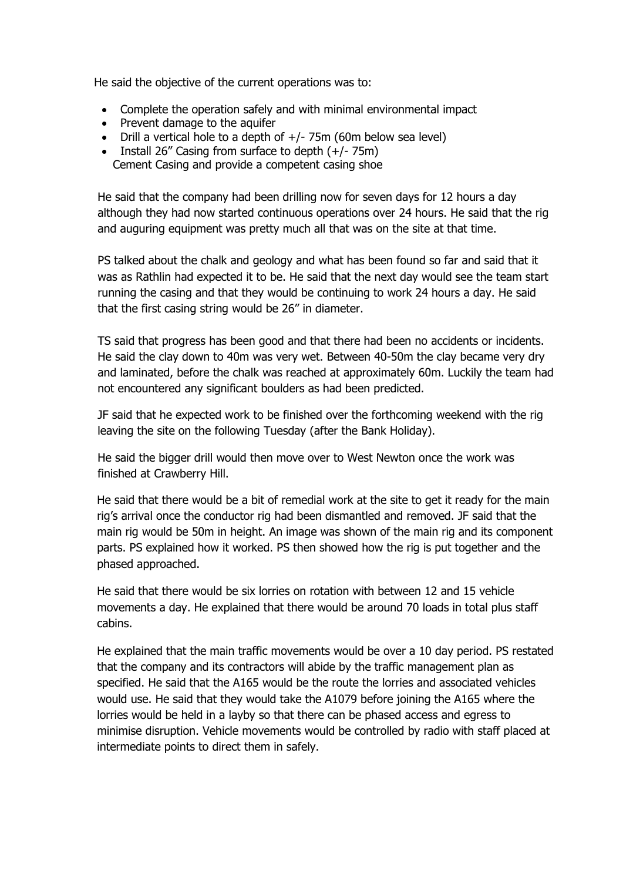He said the objective of the current operations was to:

- Complete the operation safely and with minimal environmental impact
- Prevent damage to the aquifer
- Drill a vertical hole to a depth of +/- 75m (60m below sea level)
- Install 26” Casing from surface to depth (+/- 75m)
  Cement Casing and provide a competent casing shoe

He said that the company had been drilling now for seven days for 12 hours a day although they had now started continuous operations over 24 hours. He said that the rig and auguring equipment was pretty much all that was on the site at that time.

PS talked about the chalk and geology and what has been found so far and said that it was as Rathlin had expected it to be. He said that the next day would see the team start running the casing and that they would be continuing to work 24 hours a day. He said that the first casing string would be 26” in diameter.

TS said that progress has been good and that there had been no accidents or incidents. He said the clay down to 40m was very wet. Between 40-50m the clay became very dry and laminated, before the chalk was reached at approximately 60m. Luckily the team had not encountered any significant boulders as had been predicted.

JF said that he expected work to be finished over the forthcoming weekend with the rig leaving the site on the following Tuesday (after the Bank Holiday).

He said the bigger drill would then move over to West Newton once the work was finished at Crawberry Hill.

He said that there would be a bit of remedial work at the site to get it ready for the main rig’s arrival once the conductor rig had been dismantled and removed. JF said that the main rig would be 50m in height. An image was shown of the main rig and its component parts. PS explained how it worked. PS then showed how the rig is put together and the phased approached.

He said that there would be six lorries on rotation with between 12 and 15 vehicle movements a day. He explained that there would be around 70 loads in total plus staff cabins.

He explained that the main traffic movements would be over a 10 day period. PS restated that the company and its contractors will abide by the traffic management plan as specified. He said that the A165 would be the route the lorries and associated vehicles would use. He said that they would take the A1079 before joining the A165 where the lorries would be held in a layby so that there can be phased access and egress to minimise disruption. Vehicle movements would be controlled by radio with staff placed at intermediate points to direct them in safely.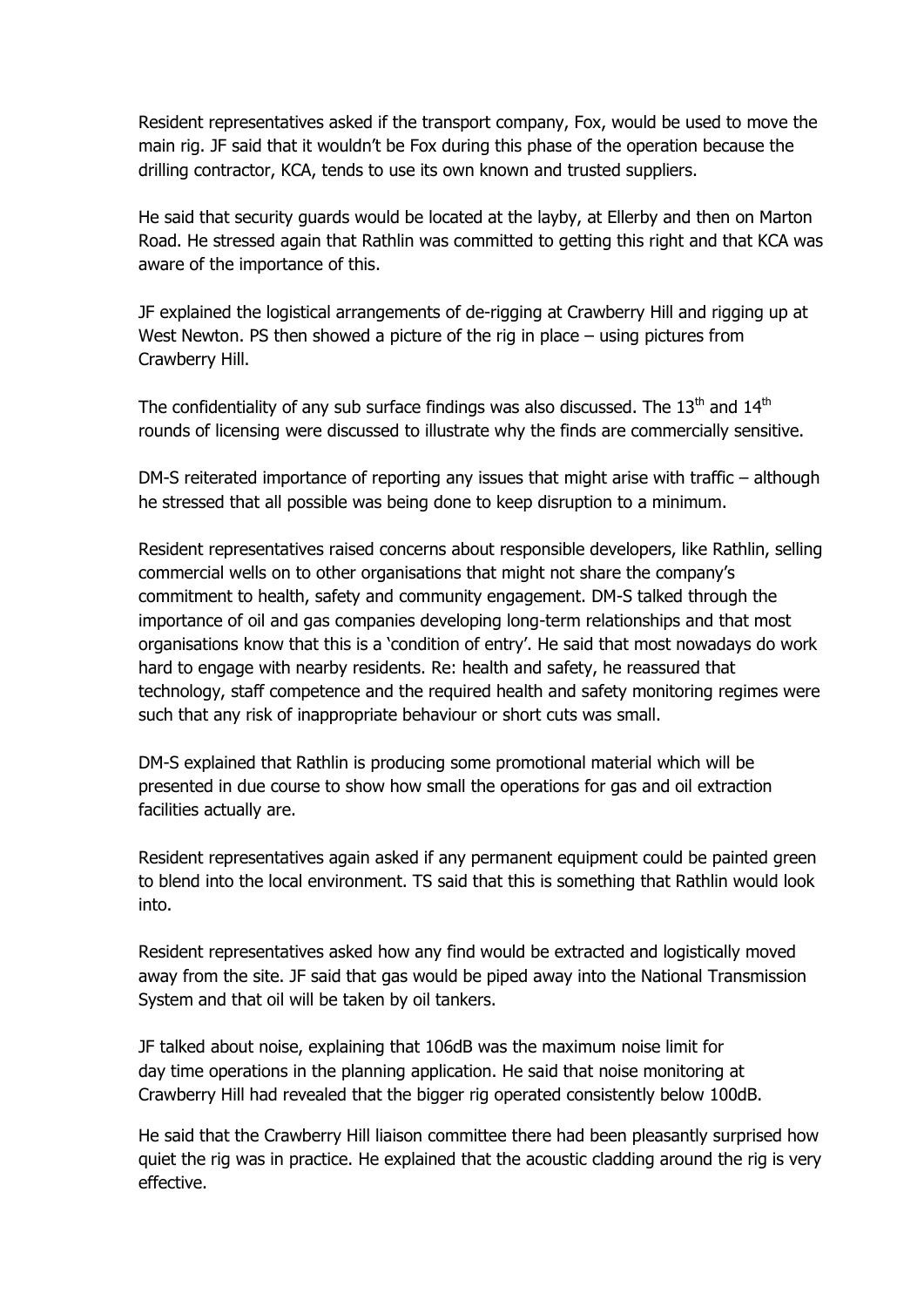Resident representatives asked if the transport company, Fox, would be used to move the main rig. JF said that it wouldn't be Fox during this phase of the operation because the drilling contractor, KCA, tends to use its own known and trusted suppliers.

He said that security guards would be located at the layby, at Ellerby and then on Marton Road. He stressed again that Rathlin was committed to getting this right and that KCA was aware of the importance of this.

JF explained the logistical arrangements of de-rigging at Crawberry Hill and rigging up at West Newton. PS then showed a picture of the rig in place – using pictures from Crawberry Hill.

The confidentiality of any sub surface findings was also discussed. The 13th and 14th rounds of licensing were discussed to illustrate why the finds are commercially sensitive.

DM-S reiterated importance of reporting any issues that might arise with traffic – although he stressed that all possible was being done to keep disruption to a minimum.

Resident representatives raised concerns about responsible developers, like Rathlin, selling commercial wells on to other organisations that might not share the company's commitment to health, safety and community engagement. DM-S talked through the importance of oil and gas companies developing long-term relationships and that most organisations know that this is a 'condition of entry'. He said that most nowadays do work hard to engage with nearby residents. Re: health and safety, he reassured that technology, staff competence and the required health and safety monitoring regimes were such that any risk of inappropriate behaviour or short cuts was small.

DM-S explained that Rathlin is producing some promotional material which will be presented in due course to show how small the operations for gas and oil extraction facilities actually are.

Resident representatives again asked if any permanent equipment could be painted green to blend into the local environment. TS said that this is something that Rathlin would look into.

Resident representatives asked how any find would be extracted and logistically moved away from the site. JF said that gas would be piped away into the National Transmission System and that oil will be taken by oil tankers.

JF talked about noise, explaining that 106dB was the maximum noise limit for day time operations in the planning application. He said that noise monitoring at Crawberry Hill had revealed that the bigger rig operated consistently below 100dB.

He said that the Crawberry Hill liaison committee there had been pleasantly surprised how quiet the rig was in practice. He explained that the acoustic cladding around the rig is very effective.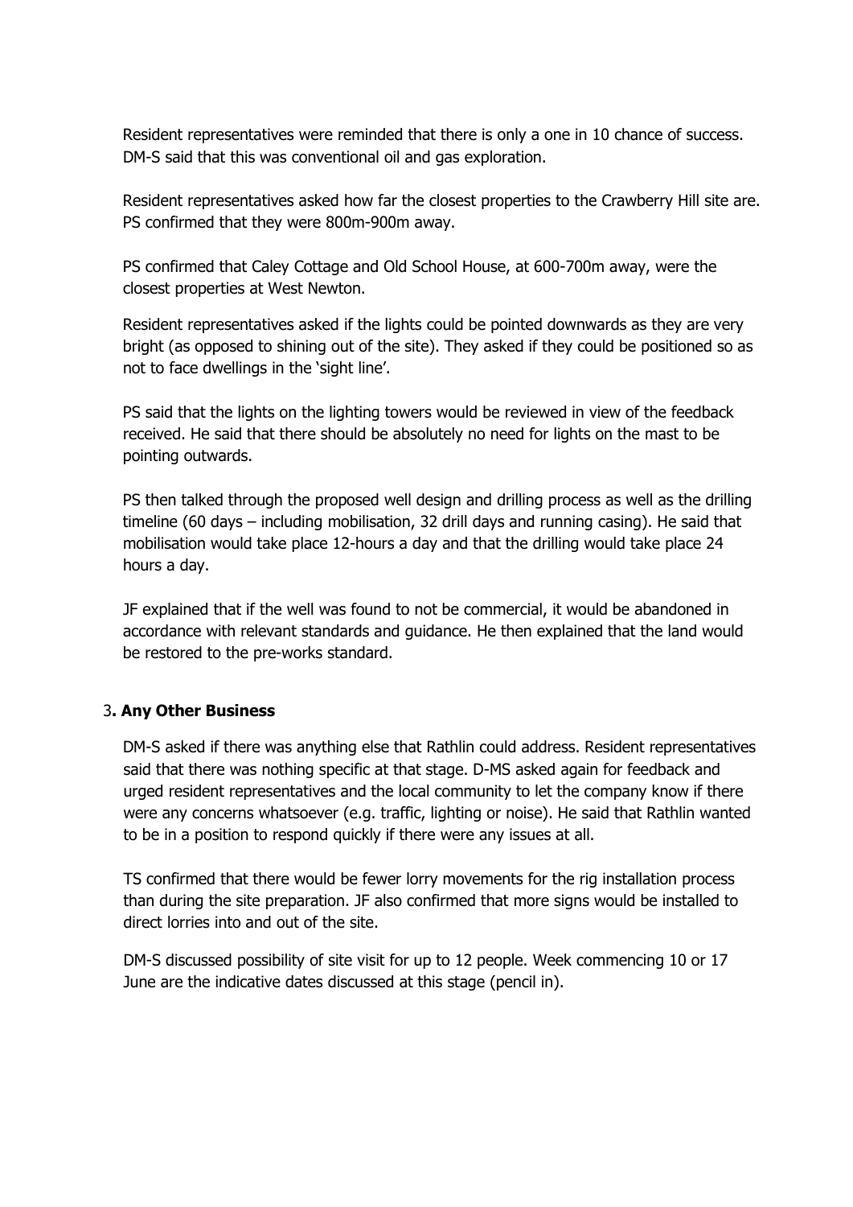Resident representatives were reminded that there is only a one in 10 chance of success. DM-S said that this was conventional oil and gas exploration.

Resident representatives asked how far the closest properties to the Crawberry Hill site are. PS confirmed that they were 800m-900m away.

PS confirmed that Caley Cottage and Old School House, at 600-700m away, were the closest properties at West Newton.

Resident representatives asked if the lights could be pointed downwards as they are very bright (as opposed to shining out of the site). They asked if they could be positioned so as not to face dwellings in the 'sight line'.

PS said that the lights on the lighting towers would be reviewed in view of the feedback received. He said that there should be absolutely no need for lights on the mast to be pointing outwards.

PS then talked through the proposed well design and drilling process as well as the drilling timeline (60 days – including mobilisation, 32 drill days and running casing). He said that mobilisation would take place 12-hours a day and that the drilling would take place 24 hours a day.

JF explained that if the well was found to not be commercial, it would be abandoned in accordance with relevant standards and guidance. He then explained that the land would be restored to the pre-works standard.

## 3. **Any Other Business**

DM-S asked if there was anything else that Rathlin could address. Resident representatives said that there was nothing specific at that stage. D-MS asked again for feedback and urged resident representatives and the local community to let the company know if there were any concerns whatsoever (e.g. traffic, lighting or noise). He said that Rathlin wanted to be in a position to respond quickly if there were any issues at all.

TS confirmed that there would be fewer lorry movements for the rig installation process than during the site preparation. JF also confirmed that more signs would be installed to direct lorries into and out of the site.

DM-S discussed possibility of site visit for up to 12 people. Week commencing 10 or 17 June are the indicative dates discussed at this stage (pencil in).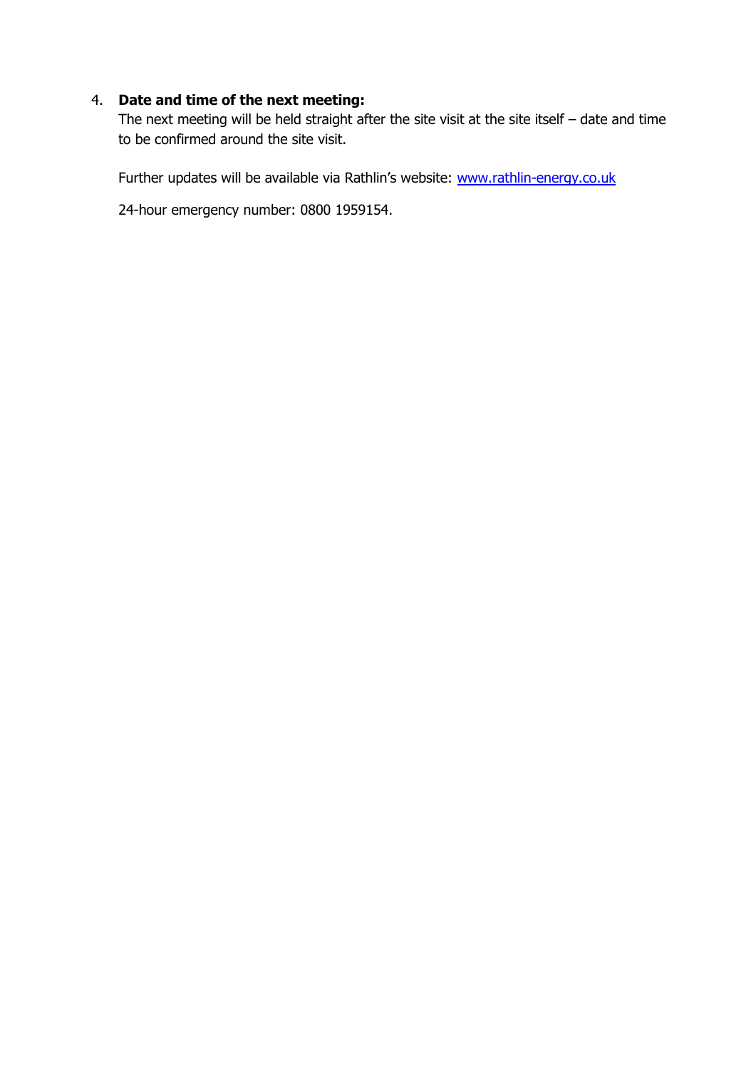4. **Date and time of the next meeting:**
   The next meeting will be held straight after the site visit at the site itself – date and time to be confirmed around the site visit.

   Further updates will be available via Rathlin's website: [www.rathlin-energy.co.uk](http://www.rathlin-energy.co.uk)

   24-hour emergency number: 0800 1959154.